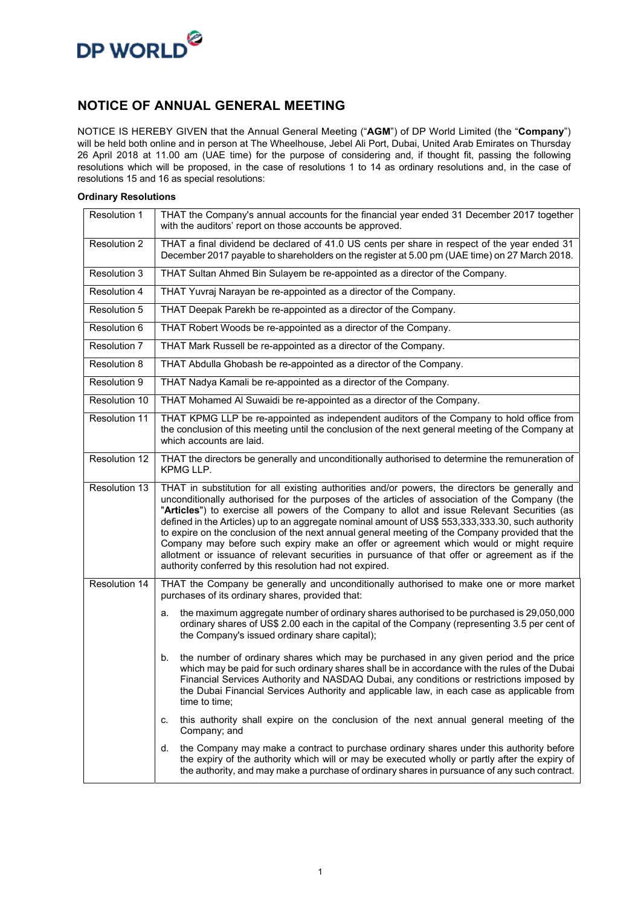# NOTICE OF ANNUAL GENERAL MEETING

NOTICE IS HEREBY GIVEN that the Annual General Meeting ("**AGM**") of DP World Limited (the "**Company**") will be held both online and in person at The Wheelhouse, Jebel Ali Port, Dubai, United Arab Emirates on Thursday 26 April 2018 at 11.00 am (UAE time) for the purpose of considering and, if thought fit, passing the following resolutions which will be proposed, in the case of resolutions 1 to 14 as ordinary resolutions and, in the case of resolutions 15 and 16 as special resolutions:

**Ordinary Resolutions**

| | |
|---|---|
| Resolution 1 | THAT the Company's annual accounts for the financial year ended 31 December 2017 together with the auditors' report on those accounts be approved. |
| Resolution 2 | THAT a final dividend be declared of 41.0 US cents per share in respect of the year ended 31 December 2017 payable to shareholders on the register at 5.00 pm (UAE time) on 27 March 2018. |
| Resolution 3 | THAT Sultan Ahmed Bin Sulayem be re-appointed as a director of the Company. |
| Resolution 4 | THAT Yuvraj Narayan be re-appointed as a director of the Company. |
| Resolution 5 | THAT Deepak Parekh be re-appointed as a director of the Company. |
| Resolution 6 | THAT Robert Woods be re-appointed as a director of the Company. |
| Resolution 7 | THAT Mark Russell be re-appointed as a director of the Company. |
| Resolution 8 | THAT Abdulla Ghobash be re-appointed as a director of the Company. |
| Resolution 9 | THAT Nadya Kamali be re-appointed as a director of the Company. |
| Resolution 10 | THAT Mohamed Al Suwaidi be re-appointed as a director of the Company. |
| Resolution 11 | THAT KPMG LLP be re-appointed as independent auditors of the Company to hold office from the conclusion of this meeting until the conclusion of the next general meeting of the Company at which accounts are laid. |
| Resolution 12 | THAT the directors be generally and unconditionally authorised to determine the remuneration of KPMG LLP. |
| Resolution 13 | THAT in substitution for all existing authorities and/or powers, the directors be generally and unconditionally authorised for the purposes of the articles of association of the Company (the "**Articles**") to exercise all powers of the Company to allot and issue Relevant Securities (as defined in the Articles) up to an aggregate nominal amount of US$ 553,333,333.30, such authority to expire on the conclusion of the next annual general meeting of the Company provided that the Company may before such expiry make an offer or agreement which would or might require allotment or issuance of relevant securities in pursuance of that offer or agreement as if the authority conferred by this resolution had not expired. |
| Resolution 14 | THAT the Company be generally and unconditionally authorised to make one or more market purchases of its ordinary shares, provided that:<br><br>a. the maximum aggregate number of ordinary shares authorised to be purchased is 29,050,000 ordinary shares of US$ 2.00 each in the capital of the Company (representing 3.5 per cent of the Company's issued ordinary share capital);<br><br>b. the number of ordinary shares which may be purchased in any given period and the price which may be paid for such ordinary shares shall be in accordance with the rules of the Dubai Financial Services Authority and NASDAQ Dubai, any conditions or restrictions imposed by the Dubai Financial Services Authority and applicable law, in each case as applicable from time to time;<br><br>c. this authority shall expire on the conclusion of the next annual general meeting of the Company; and<br><br>d. the Company may make a contract to purchase ordinary shares under this authority before the expiry of the authority which will or may be executed wholly or partly after the expiry of the authority, and may make a purchase of ordinary shares in pursuance of any such contract. |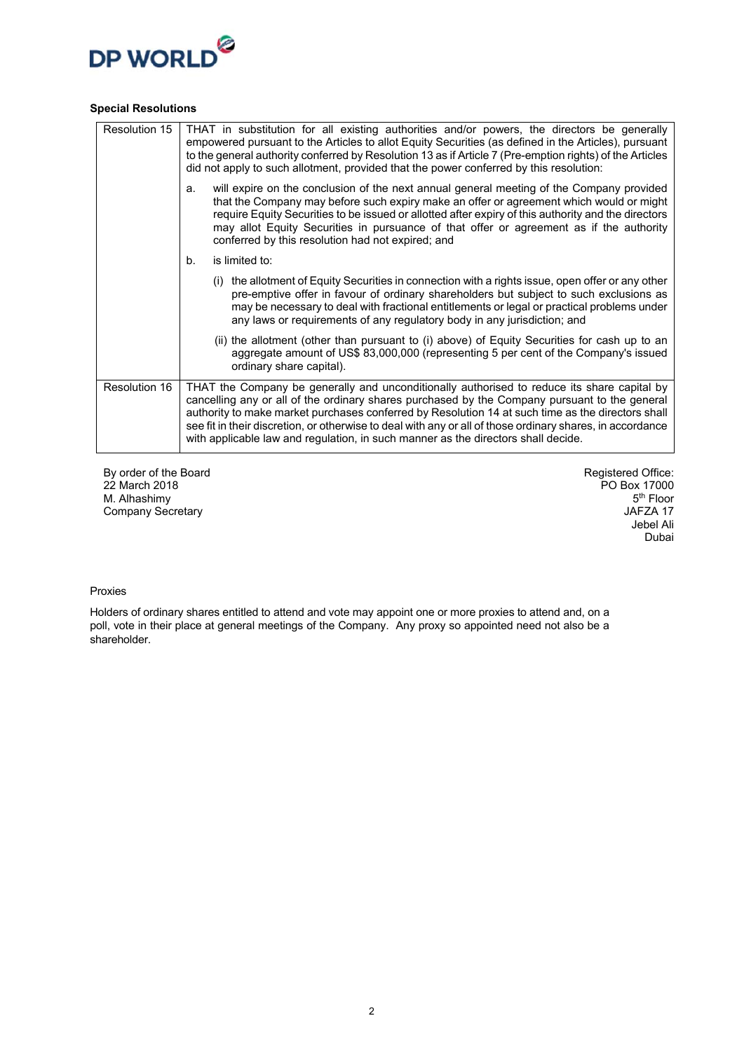**Special Resolutions**

| Resolution 15 | THAT in substitution for all existing authorities and/or powers, the directors be generally empowered pursuant to the Articles to allot Equity Securities (as defined in the Articles), pursuant to the general authority conferred by Resolution 13 as if Article 7 (Pre-emption rights) of the Articles did not apply to such allotment, provided that the power conferred by this resolution:<br><br>a. will expire on the conclusion of the next annual general meeting of the Company provided that the Company may before such expiry make an offer or agreement which would or might require Equity Securities to be issued or allotted after expiry of this authority and the directors may allot Equity Securities in pursuance of that offer or agreement as if the authority conferred by this resolution had not expired; and<br><br>b. is limited to:<br><br>(i) the allotment of Equity Securities in connection with a rights issue, open offer or any other pre-emptive offer in favour of ordinary shareholders but subject to such exclusions as may be necessary to deal with fractional entitlements or legal or practical problems under any laws or requirements of any regulatory body in any jurisdiction; and<br><br>(ii) the allotment (other than pursuant to (i) above) of Equity Securities for cash up to an aggregate amount of US$ 83,000,000 (representing 5 per cent of the Company's issued ordinary share capital). |
|---|---|
| Resolution 16 | THAT the Company be generally and unconditionally authorised to reduce its share capital by cancelling any or all of the ordinary shares purchased by the Company pursuant to the general authority to make market purchases conferred by Resolution 14 at such time as the directors shall see fit in their discretion, or otherwise to deal with any or all of those ordinary shares, in accordance with applicable law and regulation, in such manner as the directors shall decide. |

By order of the Board
22 March 2018
M. Alhashimy
Company Secretary

Registered Office:
PO Box 17000
5th Floor
JAFZA 17
Jebel Ali
Dubai

Proxies

Holders of ordinary shares entitled to attend and vote may appoint one or more proxies to attend and, on a poll, vote in their place at general meetings of the Company. Any proxy so appointed need not also be a shareholder.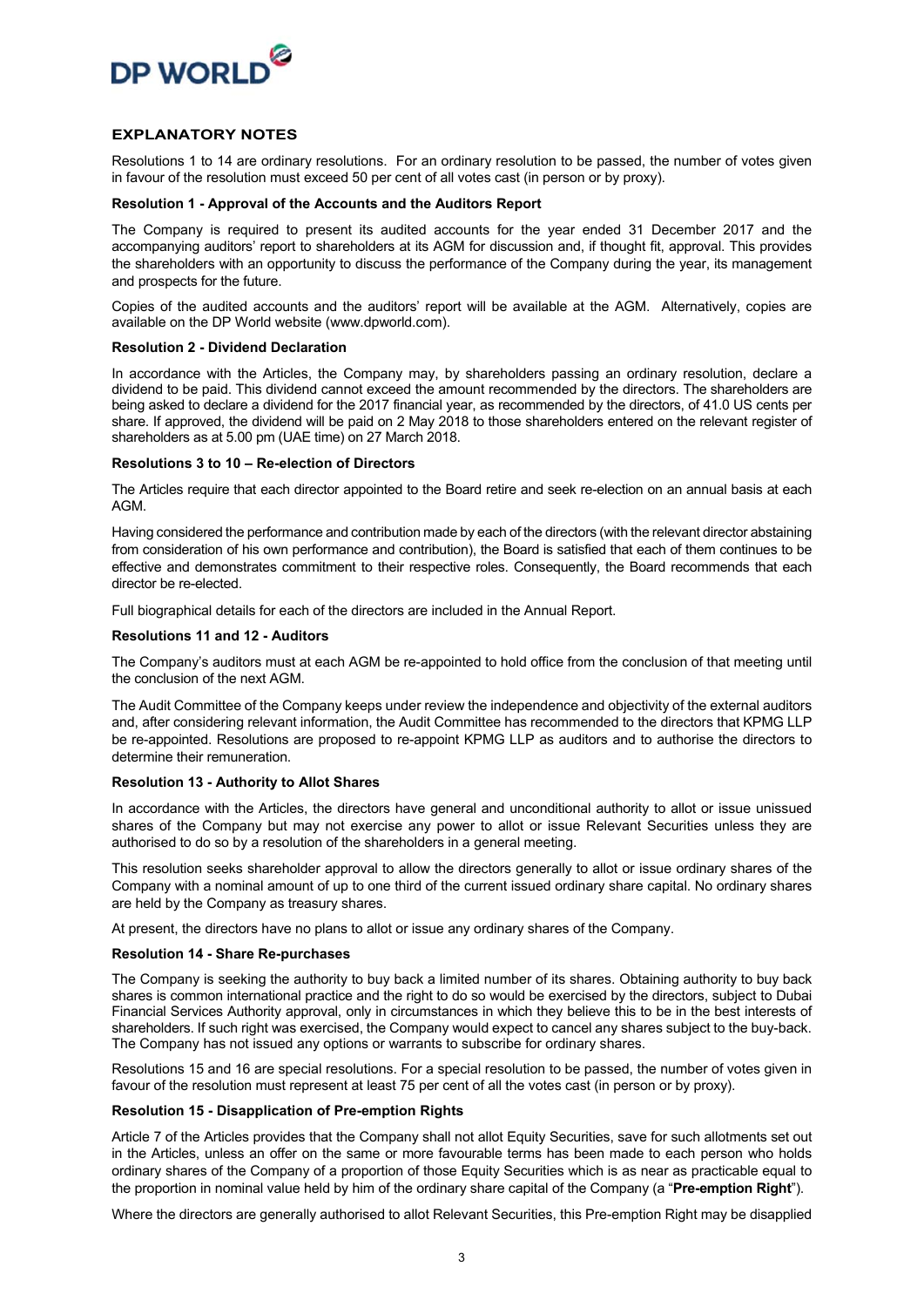## EXPLANATORY NOTES

Resolutions 1 to 14 are ordinary resolutions. For an ordinary resolution to be passed, the number of votes given in favour of the resolution must exceed 50 per cent of all votes cast (in person or by proxy).

**Resolution 1 - Approval of the Accounts and the Auditors Report**

The Company is required to present its audited accounts for the year ended 31 December 2017 and the accompanying auditors' report to shareholders at its AGM for discussion and, if thought fit, approval. This provides the shareholders with an opportunity to discuss the performance of the Company during the year, its management and prospects for the future.

Copies of the audited accounts and the auditors' report will be available at the AGM. Alternatively, copies are available on the DP World website (www.dpworld.com).

**Resolution 2 - Dividend Declaration**

In accordance with the Articles, the Company may, by shareholders passing an ordinary resolution, declare a dividend to be paid. This dividend cannot exceed the amount recommended by the directors. The shareholders are being asked to declare a dividend for the 2017 financial year, as recommended by the directors, of 41.0 US cents per share. If approved, the dividend will be paid on 2 May 2018 to those shareholders entered on the relevant register of shareholders as at 5.00 pm (UAE time) on 27 March 2018.

**Resolutions 3 to 10 – Re-election of Directors**

The Articles require that each director appointed to the Board retire and seek re-election on an annual basis at each AGM.

Having considered the performance and contribution made by each of the directors (with the relevant director abstaining from consideration of his own performance and contribution), the Board is satisfied that each of them continues to be effective and demonstrates commitment to their respective roles. Consequently, the Board recommends that each director be re-elected.

Full biographical details for each of the directors are included in the Annual Report.

**Resolutions 11 and 12 - Auditors**

The Company's auditors must at each AGM be re-appointed to hold office from the conclusion of that meeting until the conclusion of the next AGM.

The Audit Committee of the Company keeps under review the independence and objectivity of the external auditors and, after considering relevant information, the Audit Committee has recommended to the directors that KPMG LLP be re-appointed. Resolutions are proposed to re-appoint KPMG LLP as auditors and to authorise the directors to determine their remuneration.

**Resolution 13 - Authority to Allot Shares**

In accordance with the Articles, the directors have general and unconditional authority to allot or issue unissued shares of the Company but may not exercise any power to allot or issue Relevant Securities unless they are authorised to do so by a resolution of the shareholders in a general meeting.

This resolution seeks shareholder approval to allow the directors generally to allot or issue ordinary shares of the Company with a nominal amount of up to one third of the current issued ordinary share capital. No ordinary shares are held by the Company as treasury shares.

At present, the directors have no plans to allot or issue any ordinary shares of the Company.

**Resolution 14 - Share Re-purchases**

The Company is seeking the authority to buy back a limited number of its shares. Obtaining authority to buy back shares is common international practice and the right to do so would be exercised by the directors, subject to Dubai Financial Services Authority approval, only in circumstances in which they believe this to be in the best interests of shareholders. If such right was exercised, the Company would expect to cancel any shares subject to the buy-back. The Company has not issued any options or warrants to subscribe for ordinary shares.

Resolutions 15 and 16 are special resolutions. For a special resolution to be passed, the number of votes given in favour of the resolution must represent at least 75 per cent of all the votes cast (in person or by proxy).

**Resolution 15 - Disapplication of Pre-emption Rights**

Article 7 of the Articles provides that the Company shall not allot Equity Securities, save for such allotments set out in the Articles, unless an offer on the same or more favourable terms has been made to each person who holds ordinary shares of the Company of a proportion of those Equity Securities which is as near as practicable equal to the proportion in nominal value held by him of the ordinary share capital of the Company (a "**Pre-emption Right**").

Where the directors are generally authorised to allot Relevant Securities, this Pre-emption Right may be disapplied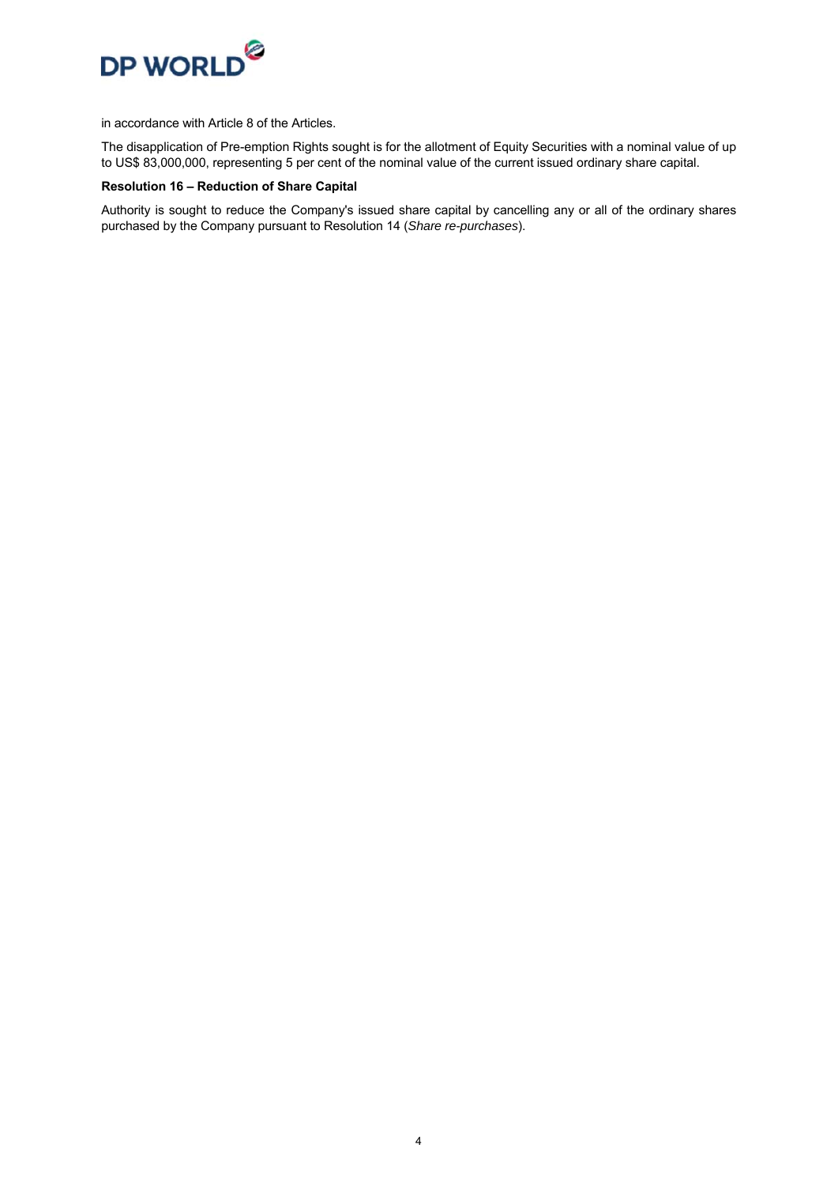in accordance with Article 8 of the Articles.

The disapplication of Pre-emption Rights sought is for the allotment of Equity Securities with a nominal value of up to US$ 83,000,000, representing 5 per cent of the nominal value of the current issued ordinary share capital.

**Resolution 16 – Reduction of Share Capital**

Authority is sought to reduce the Company's issued share capital by cancelling any or all of the ordinary shares purchased by the Company pursuant to Resolution 14 (*Share re-purchases*).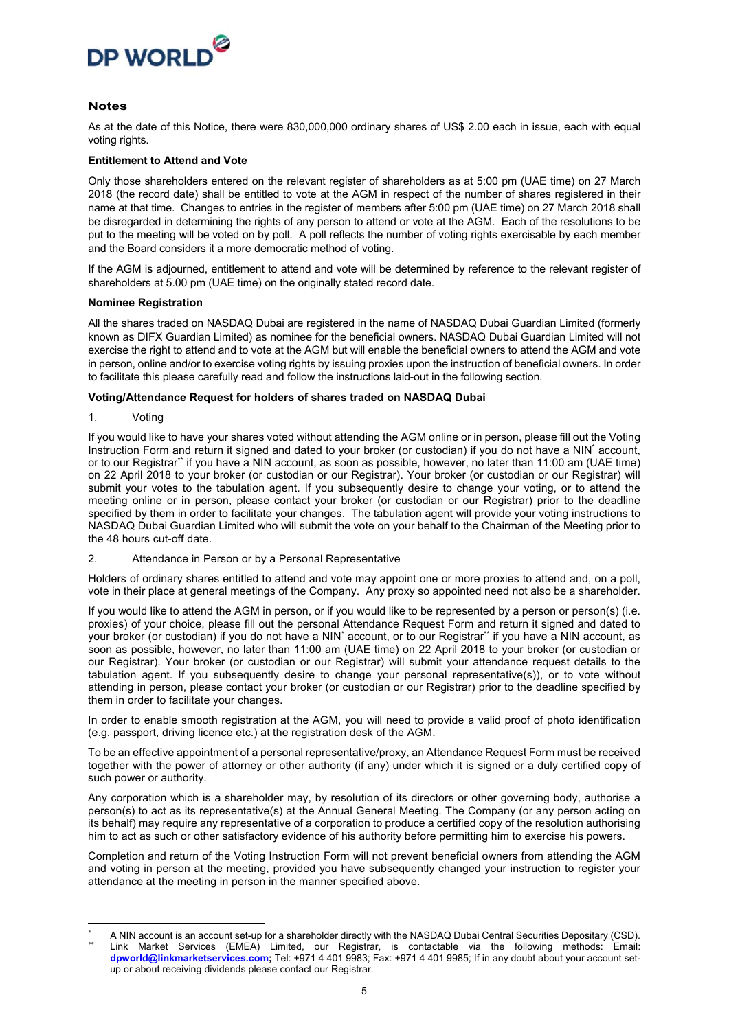## Notes

As at the date of this Notice, there were 830,000,000 ordinary shares of US$ 2.00 each in issue, each with equal voting rights.

**Entitlement to Attend and Vote**

Only those shareholders entered on the relevant register of shareholders as at 5:00 pm (UAE time) on 27 March 2018 (the record date) shall be entitled to vote at the AGM in respect of the number of shares registered in their name at that time. Changes to entries in the register of members after 5:00 pm (UAE time) on 27 March 2018 shall be disregarded in determining the rights of any person to attend or vote at the AGM. Each of the resolutions to be put to the meeting will be voted on by poll. A poll reflects the number of voting rights exercisable by each member and the Board considers it a more democratic method of voting.

If the AGM is adjourned, entitlement to attend and vote will be determined by reference to the relevant register of shareholders at 5.00 pm (UAE time) on the originally stated record date.

**Nominee Registration**

All the shares traded on NASDAQ Dubai are registered in the name of NASDAQ Dubai Guardian Limited (formerly known as DIFX Guardian Limited) as nominee for the beneficial owners. NASDAQ Dubai Guardian Limited will not exercise the right to attend and to vote at the AGM but will enable the beneficial owners to attend the AGM and vote in person, online and/or to exercise voting rights by issuing proxies upon the instruction of beneficial owners. In order to facilitate this please carefully read and follow the instructions laid-out in the following section.

**Voting/Attendance Request for holders of shares traded on NASDAQ Dubai**

1. Voting

If you would like to have your shares voted without attending the AGM online or in person, please fill out the Voting Instruction Form and return it signed and dated to your broker (or custodian) if you do not have a NIN* account, or to our Registrar** if you have a NIN account, as soon as possible, however, no later than 11:00 am (UAE time) on 22 April 2018 to your broker (or custodian or our Registrar). Your broker (or custodian or our Registrar) will submit your votes to the tabulation agent. If you subsequently desire to change your voting, or to attend the meeting online or in person, please contact your broker (or custodian or our Registrar) prior to the deadline specified by them in order to facilitate your changes. The tabulation agent will provide your voting instructions to NASDAQ Dubai Guardian Limited who will submit the vote on your behalf to the Chairman of the Meeting prior to the 48 hours cut-off date.

2. Attendance in Person or by a Personal Representative

Holders of ordinary shares entitled to attend and vote may appoint one or more proxies to attend and, on a poll, vote in their place at general meetings of the Company. Any proxy so appointed need not also be a shareholder.

If you would like to attend the AGM in person, or if you would like to be represented by a person or person(s) (i.e. proxies) of your choice, please fill out the personal Attendance Request Form and return it signed and dated to your broker (or custodian) if you do not have a NIN* account, or to our Registrar** if you have a NIN account, as soon as possible, however, no later than 11:00 am (UAE time) on 22 April 2018 to your broker (or custodian or our Registrar). Your broker (or custodian or our Registrar) will submit your attendance request details to the tabulation agent. If you subsequently desire to change your personal representative(s)), or to vote without attending in person, please contact your broker (or custodian or our Registrar) prior to the deadline specified by them in order to facilitate your changes.

In order to enable smooth registration at the AGM, you will need to provide a valid proof of photo identification (e.g. passport, driving licence etc.) at the registration desk of the AGM.

To be an effective appointment of a personal representative/proxy, an Attendance Request Form must be received together with the power of attorney or other authority (if any) under which it is signed or a duly certified copy of such power or authority.

Any corporation which is a shareholder may, by resolution of its directors or other governing body, authorise a person(s) to act as its representative(s) at the Annual General Meeting. The Company (or any person acting on its behalf) may require any representative of a corporation to produce a certified copy of the resolution authorising him to act as such or other satisfactory evidence of his authority before permitting him to exercise his powers.

Completion and return of the Voting Instruction Form will not prevent beneficial owners from attending the AGM and voting in person at the meeting, provided you have subsequently changed your instruction to register your attendance at the meeting in person in the manner specified above.

---

* A NIN account is an account set-up for a shareholder directly with the NASDAQ Dubai Central Securities Depositary (CSD).

** Link Market Services (EMEA) Limited, our Registrar, is contactable via the following methods: Email: **dpworld@linkmarketservices.com;** Tel: +971 4 401 9983; Fax: +971 4 401 9985; If in any doubt about your account set-up or about receiving dividends please contact our Registrar.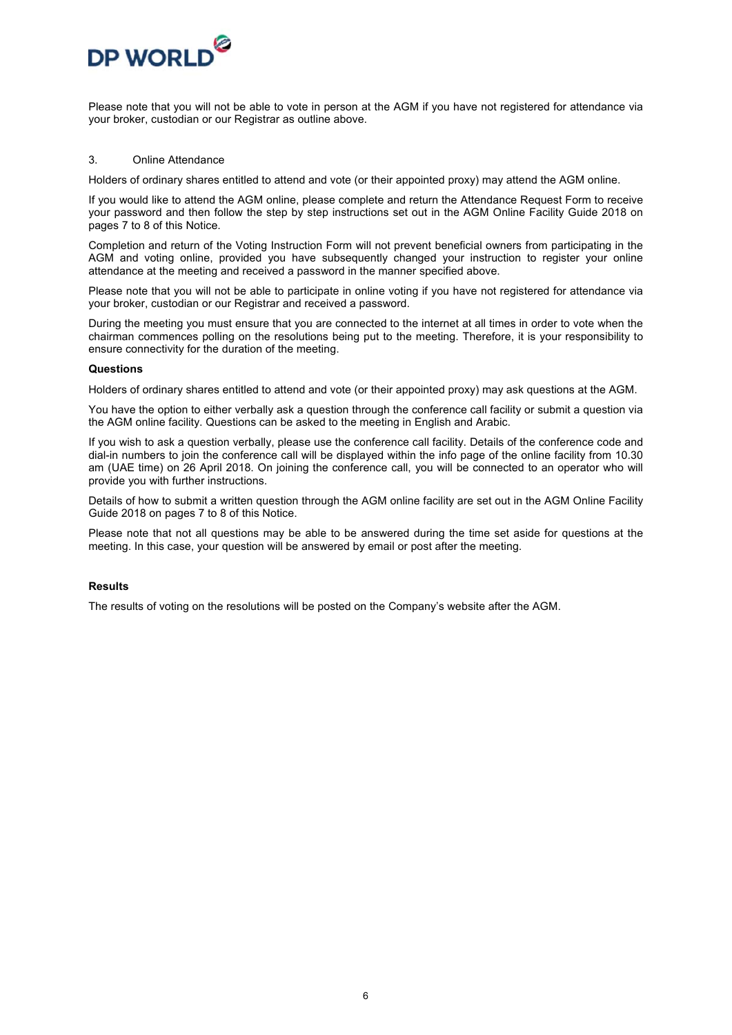Please note that you will not be able to vote in person at the AGM if you have not registered for attendance via your broker, custodian or our Registrar as outline above.

### 3. Online Attendance

Holders of ordinary shares entitled to attend and vote (or their appointed proxy) may attend the AGM online.

If you would like to attend the AGM online, please complete and return the Attendance Request Form to receive your password and then follow the step by step instructions set out in the AGM Online Facility Guide 2018 on pages 7 to 8 of this Notice.

Completion and return of the Voting Instruction Form will not prevent beneficial owners from participating in the AGM and voting online, provided you have subsequently changed your instruction to register your online attendance at the meeting and received a password in the manner specified above.

Please note that you will not be able to participate in online voting if you have not registered for attendance via your broker, custodian or our Registrar and received a password.

During the meeting you must ensure that you are connected to the internet at all times in order to vote when the chairman commences polling on the resolutions being put to the meeting. Therefore, it is your responsibility to ensure connectivity for the duration of the meeting.

**Questions**

Holders of ordinary shares entitled to attend and vote (or their appointed proxy) may ask questions at the AGM.

You have the option to either verbally ask a question through the conference call facility or submit a question via the AGM online facility. Questions can be asked to the meeting in English and Arabic.

If you wish to ask a question verbally, please use the conference call facility. Details of the conference code and dial-in numbers to join the conference call will be displayed within the info page of the online facility from 10.30 am (UAE time) on 26 April 2018. On joining the conference call, you will be connected to an operator who will provide you with further instructions.

Details of how to submit a written question through the AGM online facility are set out in the AGM Online Facility Guide 2018 on pages 7 to 8 of this Notice.

Please note that not all questions may be able to be answered during the time set aside for questions at the meeting. In this case, your question will be answered by email or post after the meeting.

**Results**

The results of voting on the resolutions will be posted on the Company's website after the AGM.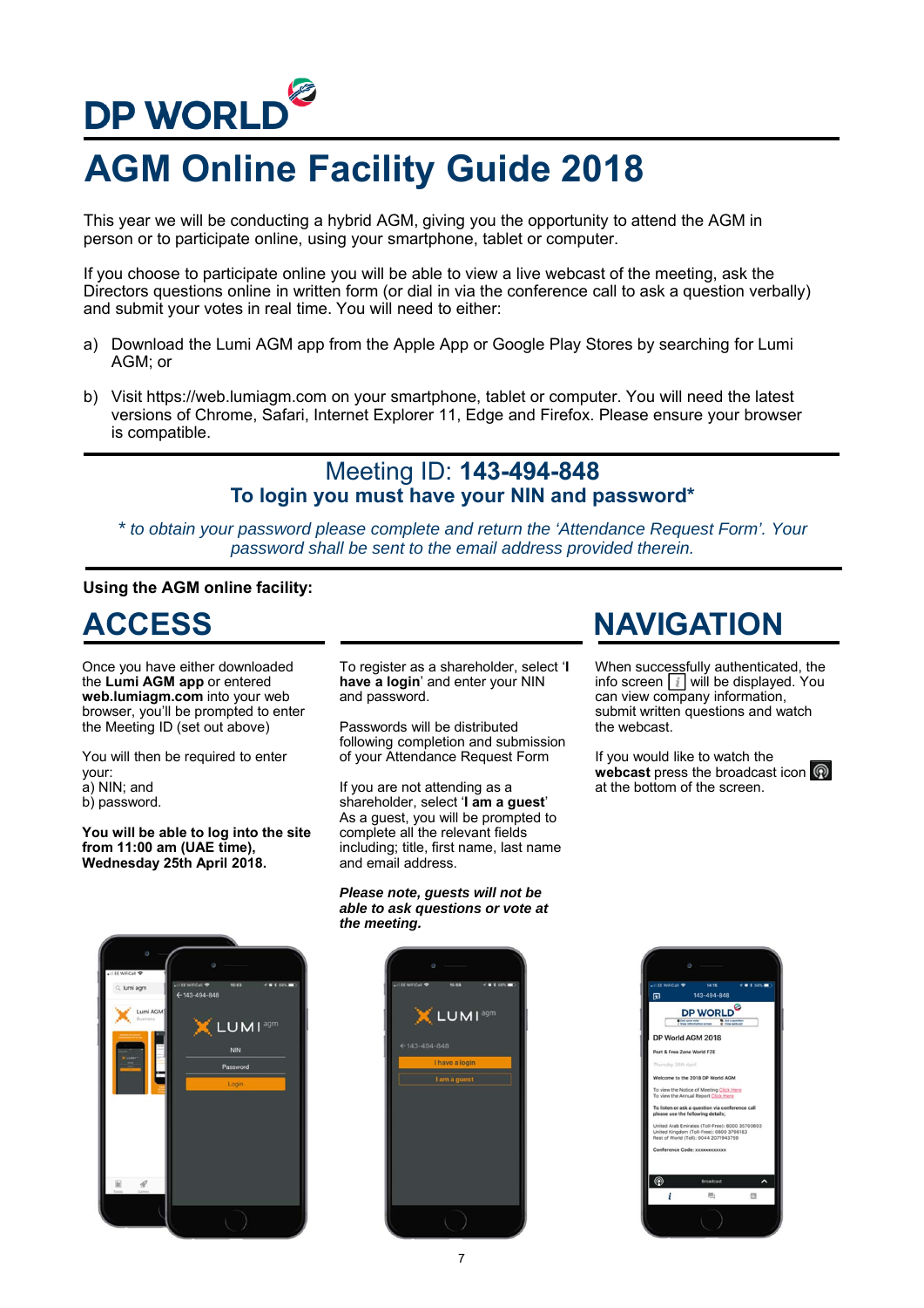DP WORLD

# AGM Online Facility Guide 2018

This year we will be conducting a hybrid AGM, giving you the opportunity to attend the AGM in person or to participate online, using your smartphone, tablet or computer.

If you choose to participate online you will be able to view a live webcast of the meeting, ask the Directors questions online in written form (or dial in via the conference call to ask a question verbally) and submit your votes in real time. You will need to either:

a) Download the Lumi AGM app from the Apple App or Google Play Stores by searching for Lumi AGM; or

b) Visit https://web.lumiagm.com on your smartphone, tablet or computer. You will need the latest versions of Chrome, Safari, Internet Explorer 11, Edge and Firefox. Please ensure your browser is compatible.

## Meeting ID: **143-494-848**

### To login you must have your NIN and password*

*\* to obtain your password please complete and return the 'Attendance Request Form'. Your password shall be sent to the email address provided therein.*

**Using the AGM online facility:**

## ACCESS

Once you have either downloaded the **Lumi AGM app** or entered **web.lumiagm.com** into your web browser, you'll be prompted to enter the Meeting ID (set out above)

You will then be required to enter your:
a) NIN; and
b) password.

**You will be able to log into the site from 11:00 am (UAE time), Wednesday 25th April 2018.**

To register as a shareholder, select '**I have a login**' and enter your NIN and password.

Passwords will be distributed following completion and submission of your Attendance Request Form

If you are not attending as a shareholder, select '**I am a guest**'
As a guest, you will be prompted to complete all the relevant fields including; title, first name, last name and email address.

***Please note, guests will not be able to ask questions or vote at the meeting.***

## NAVIGATION

When successfully authenticated, the info screen [i] will be displayed. You can view company information, submit written questions and watch the webcast.

If you would like to watch the **webcast** press the broadcast icon at the bottom of the screen.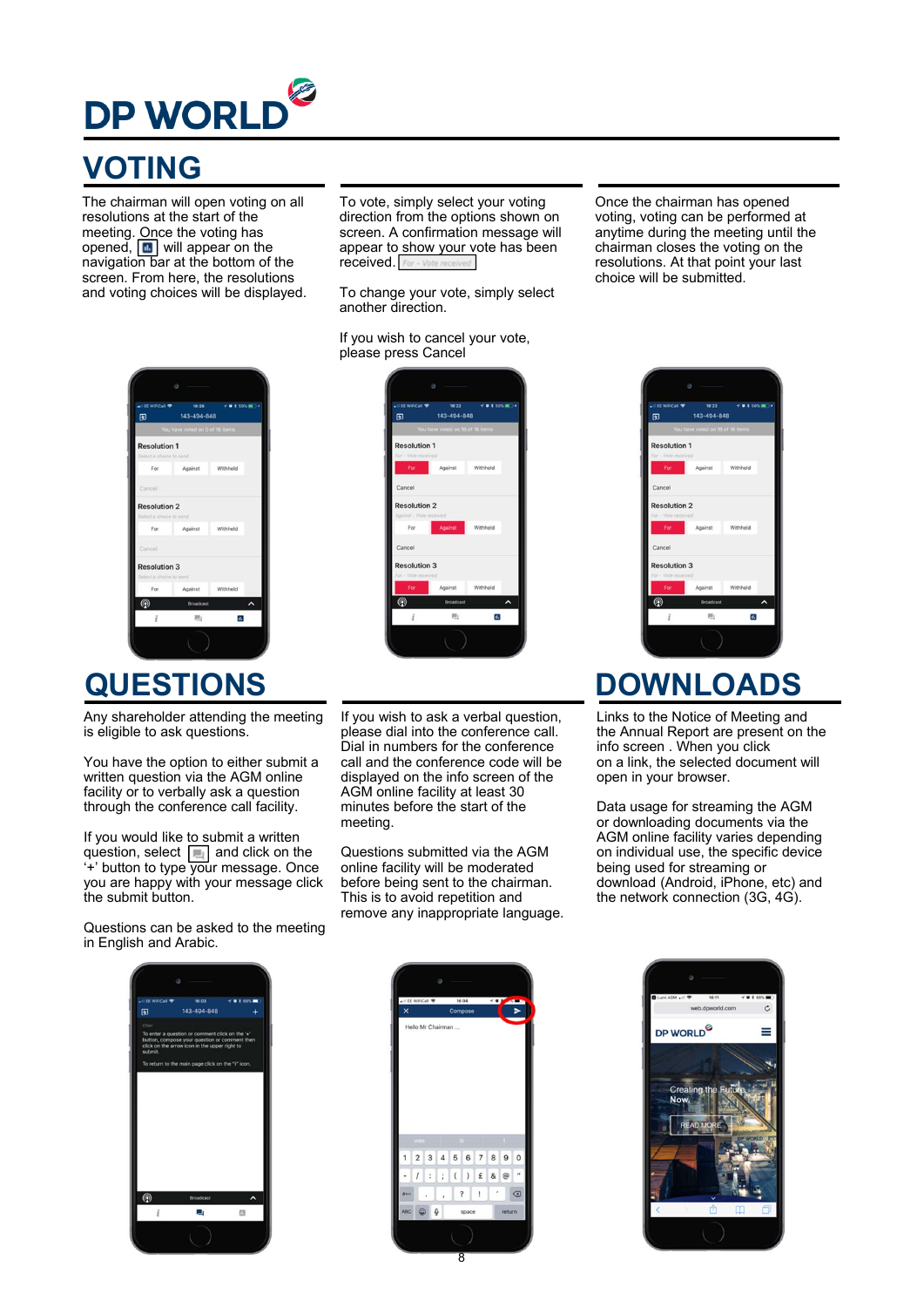DP WORLD

# VOTING

The chairman will open voting on all resolutions at the start of the meeting. Once the voting has opened, [icon] will appear on the navigation bar at the bottom of the screen. From here, the resolutions and voting choices will be displayed.

To vote, simply select your voting direction from the options shown on screen. A confirmation message will appear to show your vote has been received. [For - Vote received]

To change your vote, simply select another direction.

If you wish to cancel your vote, please press Cancel

Once the chairman has opened voting, voting can be performed at anytime during the meeting until the chairman closes the voting on the resolutions. At that point your last choice will be submitted.

# QUESTIONS

Any shareholder attending the meeting is eligible to ask questions.

You have the option to either submit a written question via the AGM online facility or to verbally ask a question through the conference call facility.

If you would like to submit a written question, select [icon] and click on the '+' button to type your message. Once you are happy with your message click the submit button.

Questions can be asked to the meeting in English and Arabic.

If you wish to ask a verbal question, please dial into the conference call. Dial in numbers for the conference call and the conference code will be displayed on the info screen of the AGM online facility at least 30 minutes before the start of the meeting.

Questions submitted via the AGM online facility will be moderated before being sent to the chairman. This is to avoid repetition and remove any inappropriate language.

# DOWNLOADS

Links to the Notice of Meeting and the Annual Report are present on the info screen . When you click on a link, the selected document will open in your browser.

Data usage for streaming the AGM or downloading documents via the AGM online facility varies depending on individual use, the specific device being used for streaming or download (Android, iPhone, etc) and the network connection (3G, 4G).